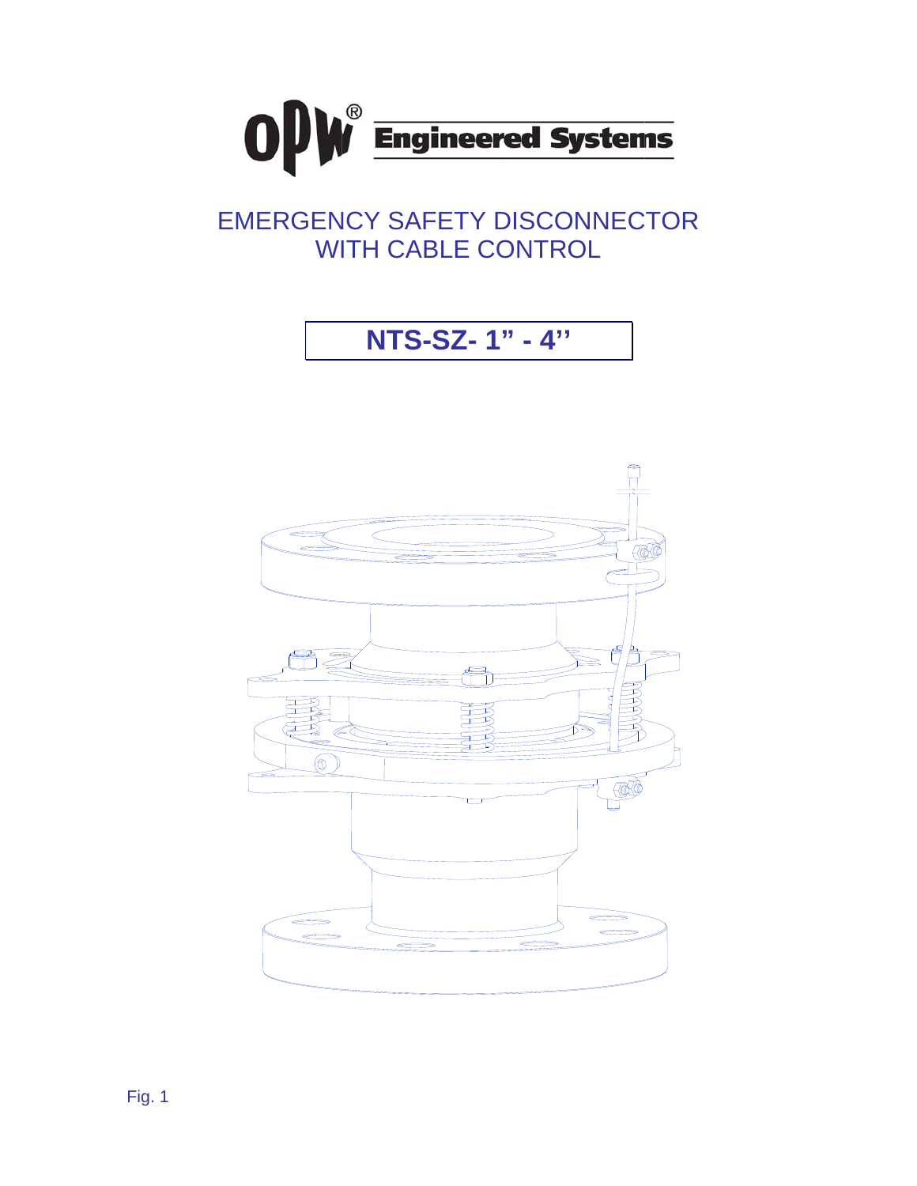OPW® Engineered Systems

# EMERGENCY SAFETY DISCONNECTOR WITH CABLE CONTROL

## NTS-SZ- 1" - 4''

Fig. 1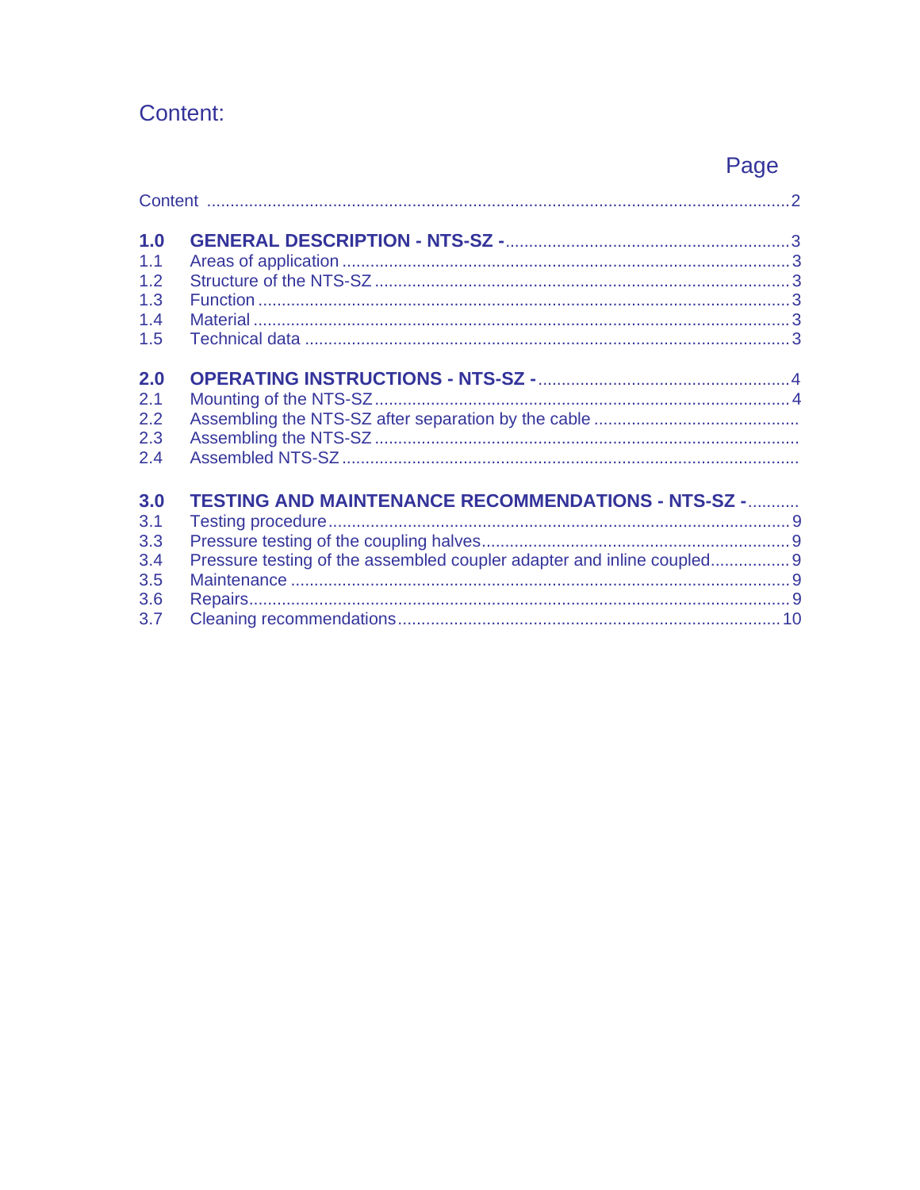## Content:

| | | Page |
|---|---|---|
| Content | | 2 |
| **1.0** | **GENERAL DESCRIPTION - NTS-SZ -** | 3 |
| 1.1 | Areas of application | 3 |
| 1.2 | Structure of the NTS-SZ | 3 |
| 1.3 | Function | 3 |
| 1.4 | Material | 3 |
| 1.5 | Technical data | 3 |
| **2.0** | **OPERATING INSTRUCTIONS - NTS-SZ -** | 4 |
| 2.1 | Mounting of the NTS-SZ | 4 |
| 2.2 | Assembling the NTS-SZ after separation by the cable | |
| 2.3 | Assembling the NTS-SZ | |
| 2.4 | Assembled NTS-SZ | |
| **3.0** | **TESTING AND MAINTENANCE RECOMMENDATIONS - NTS-SZ -** | |
| 3.1 | Testing procedure | 9 |
| 3.3 | Pressure testing of the coupling halves | 9 |
| 3.4 | Pressure testing of the assembled coupler adapter and inline coupled | 9 |
| 3.5 | Maintenance | 9 |
| 3.6 | Repairs | 9 |
| 3.7 | Cleaning recommendations | 10 |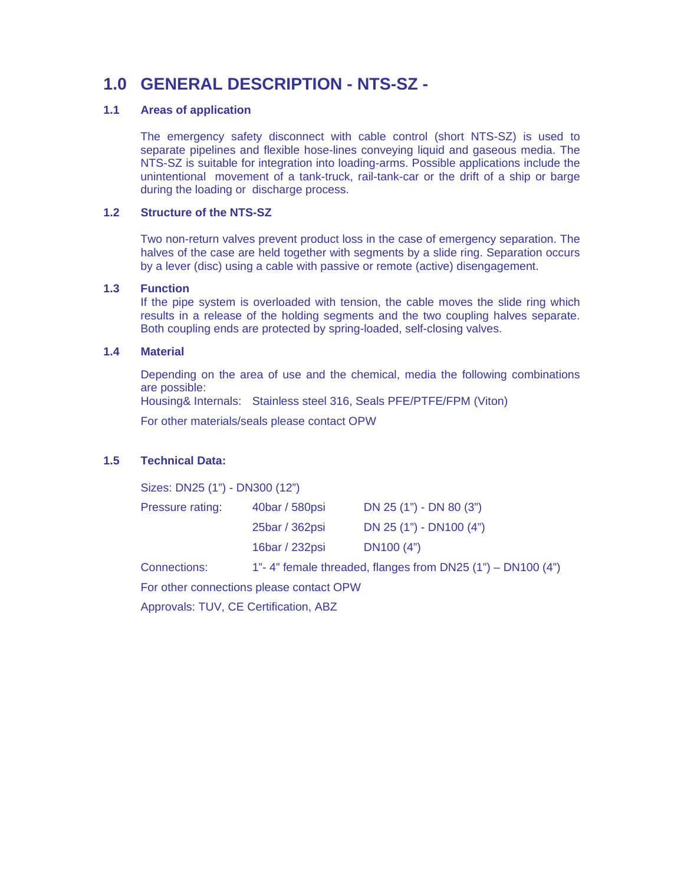# 1.0 GENERAL DESCRIPTION - NTS-SZ -

## 1.1 Areas of application

The emergency safety disconnect with cable control (short NTS-SZ) is used to separate pipelines and flexible hose-lines conveying liquid and gaseous media. The NTS-SZ is suitable for integration into loading-arms. Possible applications include the unintentional movement of a tank-truck, rail-tank-car or the drift of a ship or barge during the loading or discharge process.

## 1.2 Structure of the NTS-SZ

Two non-return valves prevent product loss in the case of emergency separation. The halves of the case are held together with segments by a slide ring. Separation occurs by a lever (disc) using a cable with passive or remote (active) disengagement.

## 1.3 Function

If the pipe system is overloaded with tension, the cable moves the slide ring which results in a release of the holding segments and the two coupling halves separate. Both coupling ends are protected by spring-loaded, self-closing valves.

## 1.4 Material

Depending on the area of use and the chemical, media the following combinations are possible:

Housing& Internals: Stainless steel 316, Seals PFE/PTFE/FPM (Viton)

For other materials/seals please contact OPW

## 1.5 Technical Data:

Sizes: DN25 (1") - DN300 (12")

| | | |
|---|---|---|
| Pressure rating: | 40bar / 580psi | DN 25 (1") - DN 80 (3") |
| | 25bar / 362psi | DN 25 (1") - DN100 (4") |
| | 16bar / 232psi | DN100 (4") |
| Connections: | 1"- 4" female threaded, flanges from DN25 (1") – DN100 (4") | |

For other connections please contact OPW

Approvals: TUV, CE Certification, ABZ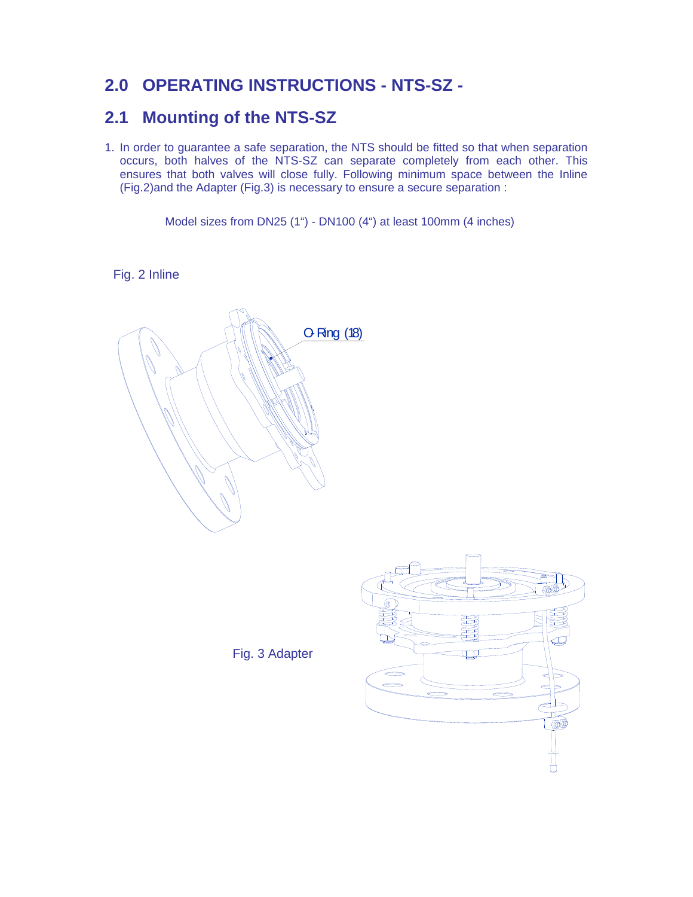## 2.0 OPERATING INSTRUCTIONS - NTS-SZ -

## 2.1 Mounting of the NTS-SZ

1. In order to guarantee a safe separation, the NTS should be fitted so that when separation occurs, both halves of the NTS-SZ can separate completely from each other. This ensures that both valves will close fully. Following minimum space between the Inline (Fig.2)and the Adapter (Fig.3) is necessary to ensure a secure separation :

   Model sizes from DN25 (1") - DN100 (4") at least 100mm (4 inches)

Fig. 2 Inline

O-Ring (18)

Fig. 3 Adapter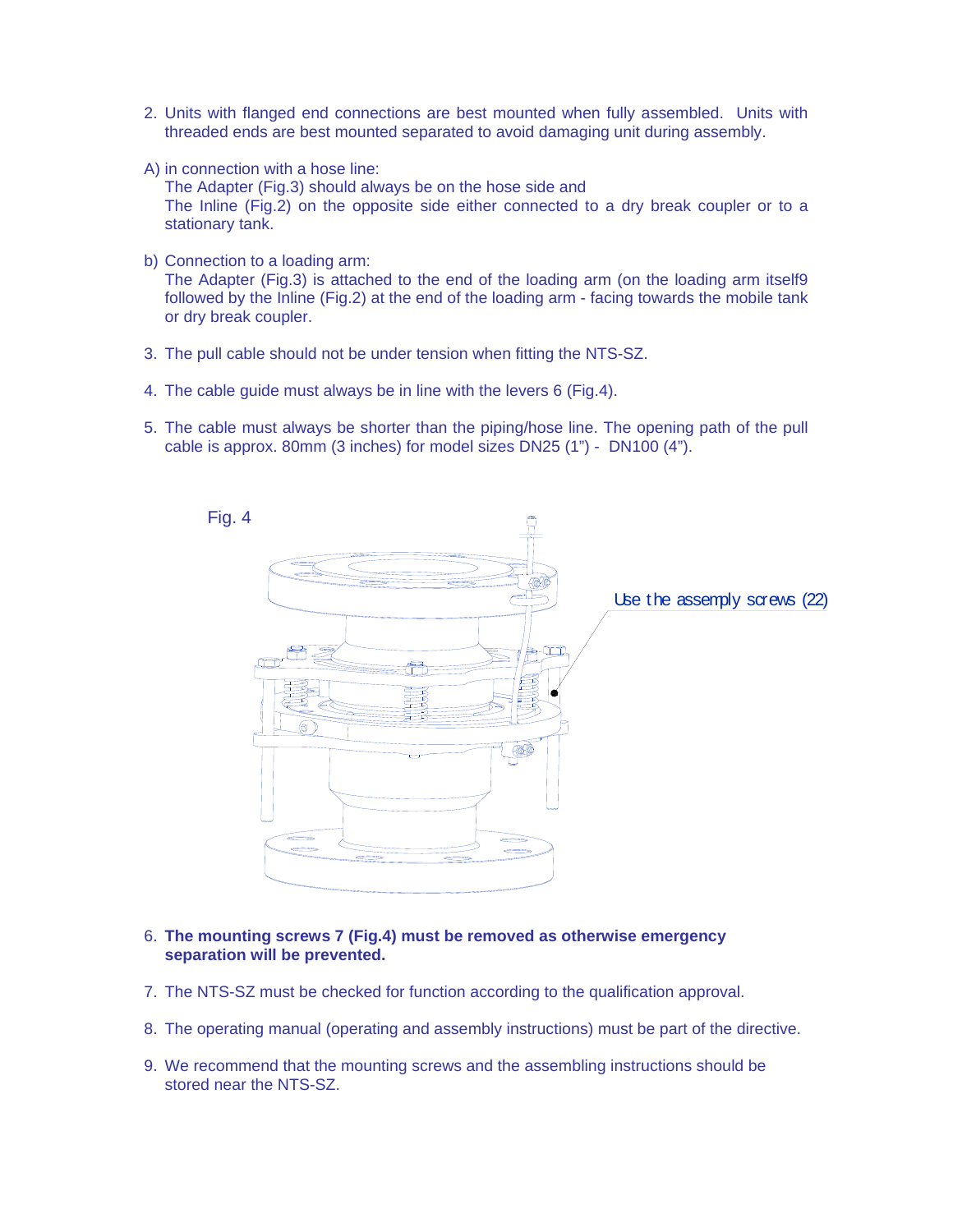2. Units with flanged end connections are best mounted when fully assembled. Units with threaded ends are best mounted separated to avoid damaging unit during assembly.

A) in connection with a hose line:
The Adapter (Fig.3) should always be on the hose side and
The Inline (Fig.2) on the opposite side either connected to a dry break coupler or to a stationary tank.

b) Connection to a loading arm:
The Adapter (Fig.3) is attached to the end of the loading arm (on the loading arm itself9 followed by the Inline (Fig.2) at the end of the loading arm - facing towards the mobile tank or dry break coupler.

3. The pull cable should not be under tension when fitting the NTS-SZ.

4. The cable guide must always be in line with the levers 6 (Fig.4).

5. The cable must always be shorter than the piping/hose line. The opening path of the pull cable is approx. 80mm (3 inches) for model sizes DN25 (1") - DN100 (4").

Fig. 4

Use the assemply screws (22)

6. **The mounting screws 7 (Fig.4) must be removed as otherwise emergency separation will be prevented.**

7. The NTS-SZ must be checked for function according to the qualification approval.

8. The operating manual (operating and assembly instructions) must be part of the directive.

9. We recommend that the mounting screws and the assembling instructions should be stored near the NTS-SZ.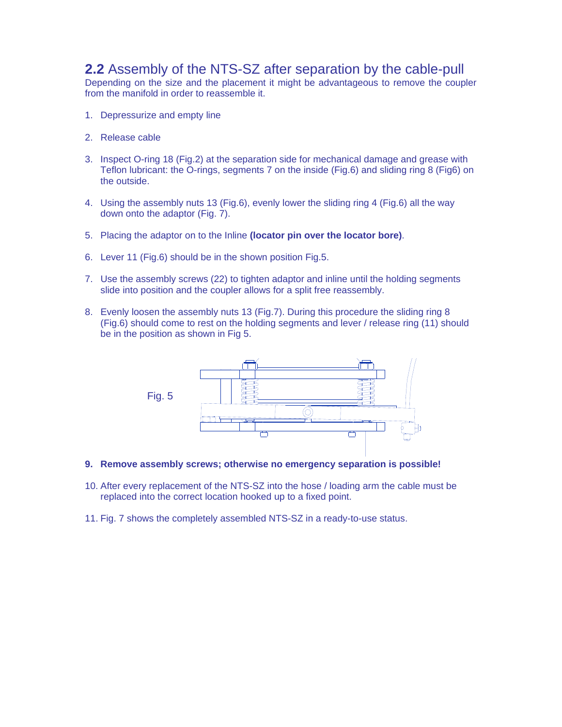## **2.2** Assembly of the NTS-SZ after separation by the cable-pull

Depending on the size and the placement it might be advantageous to remove the coupler from the manifold in order to reassemble it.

1. Depressurize and empty line
2. Release cable
3. Inspect O-ring 18 (Fig.2) at the separation side for mechanical damage and grease with Teflon lubricant: the O-rings, segments 7 on the inside (Fig.6) and sliding ring 8 (Fig6) on the outside.
4. Using the assembly nuts 13 (Fig.6), evenly lower the sliding ring 4 (Fig.6) all the way down onto the adaptor (Fig. 7).
5. Placing the adaptor on to the Inline **(locator pin over the locator bore)**.
6. Lever 11 (Fig.6) should be in the shown position Fig.5.
7. Use the assembly screws (22) to tighten adaptor and inline until the holding segments slide into position and the coupler allows for a split free reassembly.
8. Evenly loosen the assembly nuts 13 (Fig.7). During this procedure the sliding ring 8 (Fig.6) should come to rest on the holding segments and lever / release ring (11) should be in the position as shown in Fig 5.

Fig. 5

9. **Remove assembly screws; otherwise no emergency separation is possible!**
10. After every replacement of the NTS-SZ into the hose / loading arm the cable must be replaced into the correct location hooked up to a fixed point.
11. Fig. 7 shows the completely assembled NTS-SZ in a ready-to-use status.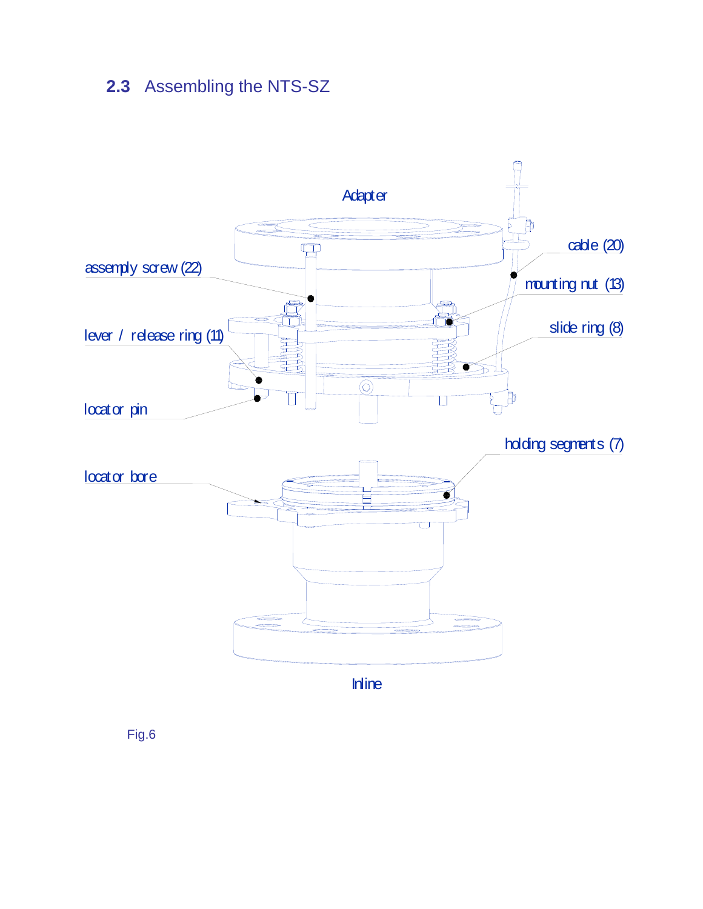## 2.3 Assembling the NTS-SZ

Adapter

assemply screw (22)

cable (20)

mounting nut (13)

lever / release ring (11)

slide ring (8)

locator pin

holding segments (7)

locator bore

Inline

Fig.6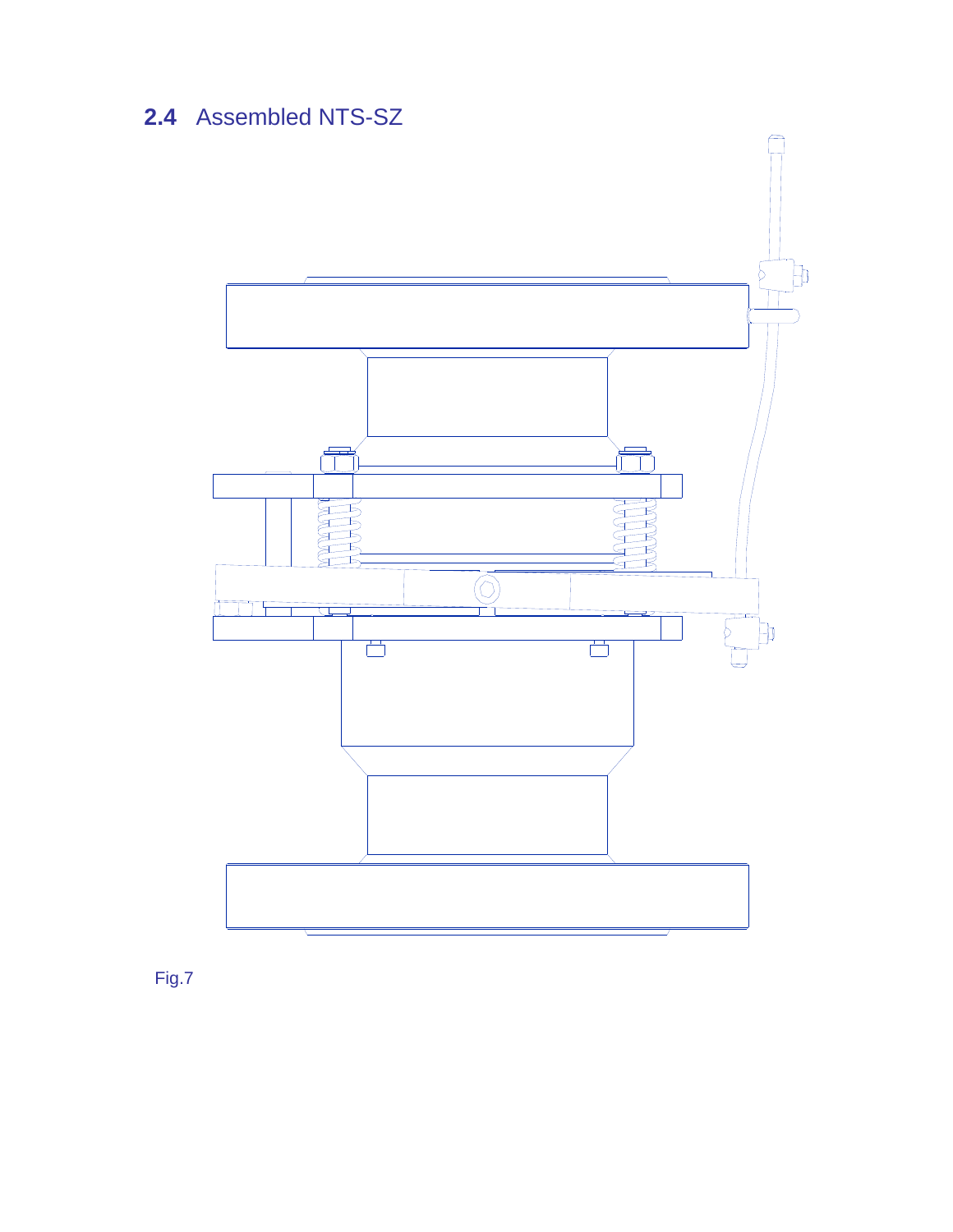## 2.4 Assembled NTS-SZ

Fig.7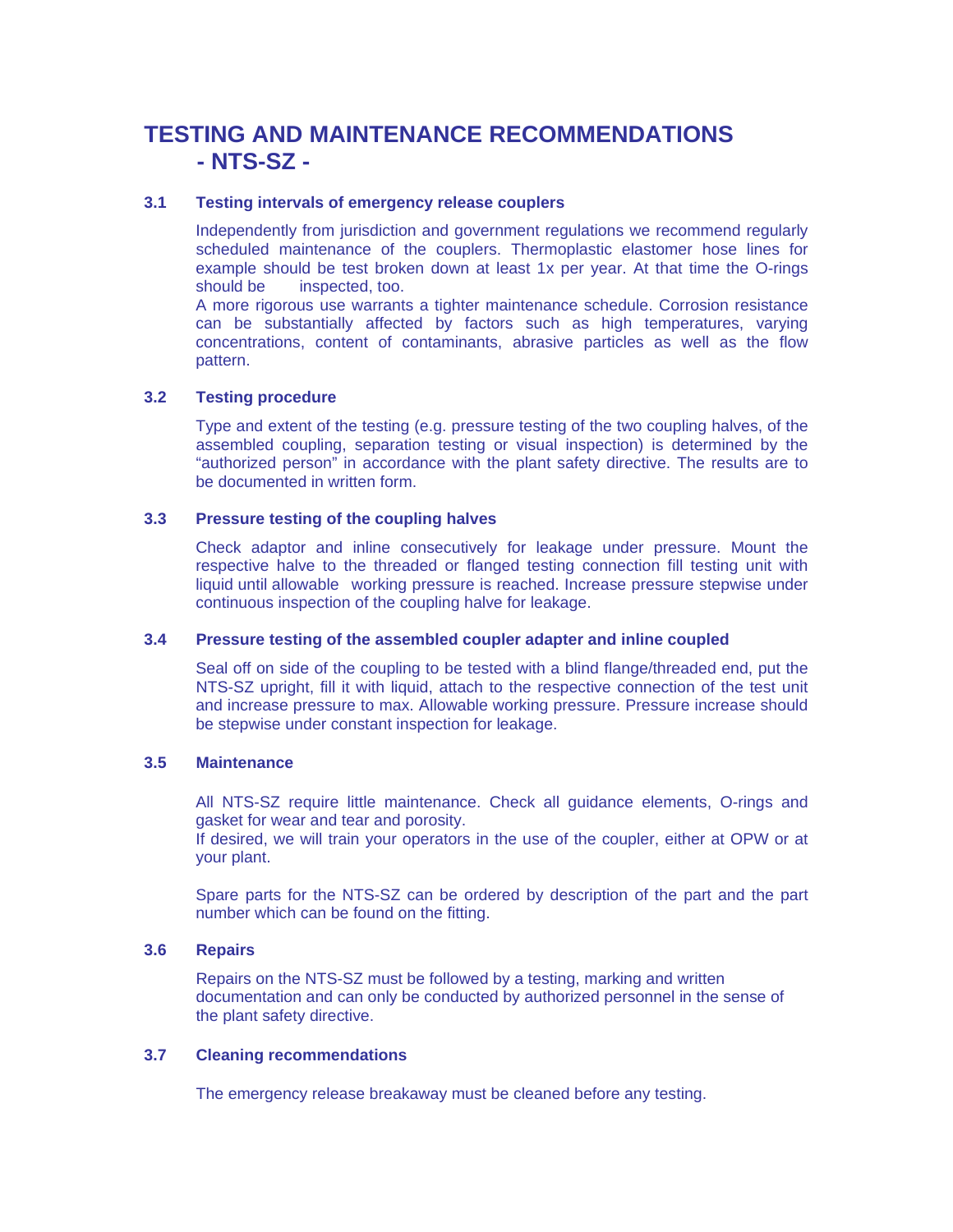# TESTING AND MAINTENANCE RECOMMENDATIONS
# - NTS-SZ -

### 3.1 Testing intervals of emergency release couplers

Independently from jurisdiction and government regulations we recommend regularly scheduled maintenance of the couplers. Thermoplastic elastomer hose lines for example should be test broken down at least 1x per year. At that time the O-rings should be inspected, too.
A more rigorous use warrants a tighter maintenance schedule. Corrosion resistance can be substantially affected by factors such as high temperatures, varying concentrations, content of contaminants, abrasive particles as well as the flow pattern.

### 3.2 Testing procedure

Type and extent of the testing (e.g. pressure testing of the two coupling halves, of the assembled coupling, separation testing or visual inspection) is determined by the "authorized person" in accordance with the plant safety directive. The results are to be documented in written form.

### 3.3 Pressure testing of the coupling halves

Check adaptor and inline consecutively for leakage under pressure. Mount the respective halve to the threaded or flanged testing connection fill testing unit with liquid until allowable working pressure is reached. Increase pressure stepwise under continuous inspection of the coupling halve for leakage.

### 3.4 Pressure testing of the assembled coupler adapter and inline coupled

Seal off on side of the coupling to be tested with a blind flange/threaded end, put the NTS-SZ upright, fill it with liquid, attach to the respective connection of the test unit and increase pressure to max. Allowable working pressure. Pressure increase should be stepwise under constant inspection for leakage.

### 3.5 Maintenance

All NTS-SZ require little maintenance. Check all guidance elements, O-rings and gasket for wear and tear and porosity.
If desired, we will train your operators in the use of the coupler, either at OPW or at your plant.

Spare parts for the NTS-SZ can be ordered by description of the part and the part number which can be found on the fitting.

### 3.6 Repairs

Repairs on the NTS-SZ must be followed by a testing, marking and written documentation and can only be conducted by authorized personnel in the sense of the plant safety directive.

### 3.7 Cleaning recommendations

The emergency release breakaway must be cleaned before any testing.